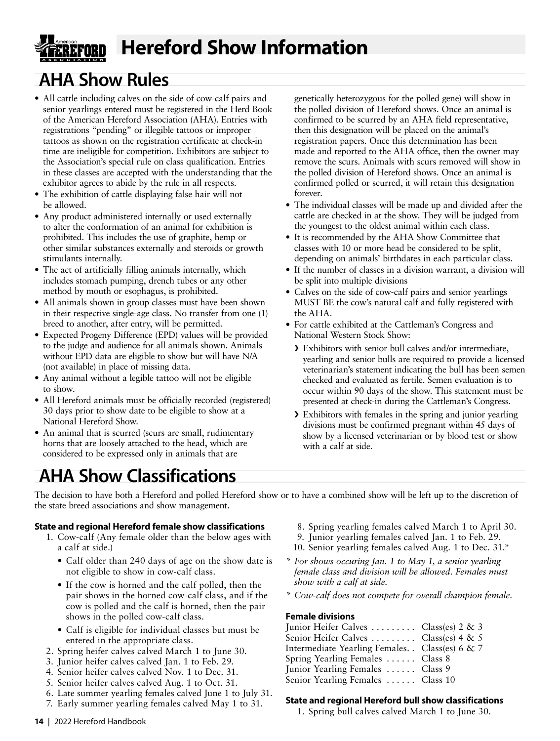# Hereford Show Information

## AHA Show Rules

- All cattle including calves on the side of cow-calf pairs and senior yearlings entered must be registered in the Herd Book of the American Hereford Association (AHA). Entries with registrations "pending" or illegible tattoos or improper tattoos as shown on the registration certificate at check-in time are ineligible for competition. Exhibitors are subject to the Association's special rule on class qualification. Entries in these classes are accepted with the understanding that the exhibitor agrees to abide by the rule in all respects.
- The exhibition of cattle displaying false hair will not be allowed.
- Any product administered internally or used externally to alter the conformation of an animal for exhibition is prohibited. This includes the use of graphite, hemp or other similar substances externally and steroids or growth stimulants internally.
- The act of artificially filling animals internally, which includes stomach pumping, drench tubes or any other method by mouth or esophagus, is prohibited.
- All animals shown in group classes must have been shown in their respective single-age class. No transfer from one (1) breed to another, after entry, will be permitted.
- Expected Progeny Difference (EPD) values will be provided to the judge and audience for all animals shown. Animals without EPD data are eligible to show but will have N/A (not available) in place of missing data.
- Any animal without a legible tattoo will not be eligible to show.
- All Hereford animals must be officially recorded (registered) 30 days prior to show date to be eligible to show at a National Hereford Show.
- An animal that is scurred (scurs are small, rudimentary horns that are loosely attached to the head, which are considered to be expressed only in animals that are genetically heterozygous for the polled gene) will show in the polled division of Hereford shows. Once an animal is confirmed to be scurred by an AHA field representative, then this designation will be placed on the animal's registration papers. Once this determination has been made and reported to the AHA office, then the owner may remove the scurs. Animals with scurs removed will show in the polled division of Hereford shows. Once an animal is confirmed polled or scurred, it will retain this designation forever.
- The individual classes will be made up and divided after the cattle are checked in at the show. They will be judged from the youngest to the oldest animal within each class.
- It is recommended by the AHA Show Committee that classes with 10 or more head be considered to be split, depending on animals' birthdates in each particular class.
- If the number of classes in a division warrant, a division will be split into multiple divisions
- Calves on the side of cow-calf pairs and senior yearlings MUST BE the cow's natural calf and fully registered with the AHA.
- For cattle exhibited at the Cattleman's Congress and National Western Stock Show:
  - Exhibitors with senior bull calves and/or intermediate, yearling and senior bulls are required to provide a licensed veterinarian's statement indicating the bull has been semen checked and evaluated as fertile. Semen evaluation is to occur within 90 days of the show. This statement must be presented at check-in during the Cattleman's Congress.
  - Exhibitors with females in the spring and junior yearling divisions must be confirmed pregnant within 45 days of show by a licensed veterinarian or by blood test or show with a calf at side.

## AHA Show Classifications

The decision to have both a Hereford and polled Hereford show or to have a combined show will be left up to the discretion of the state breed associations and show management.

### State and regional Hereford female show classifications

1. Cow-calf (Any female older than the below ages with a calf at side.)
   - Calf older than 240 days of age on the show date is not eligible to show in cow-calf class.
   - If the cow is horned and the calf polled, then the pair shows in the horned cow-calf class, and if the cow is polled and the calf is horned, then the pair shows in the polled cow-calf class.
   - Calf is eligible for individual classes but must be entered in the appropriate class.
2. Spring heifer calves calved March 1 to June 30.
3. Junior heifer calves calved Jan. 1 to Feb. 29.
4. Senior heifer calves calved Nov. 1 to Dec. 31.
5. Senior heifer calves calved Aug. 1 to Oct. 31.
6. Late summer yearling females calved June 1 to July 31.
7. Early summer yearling females calved May 1 to 31.
8. Spring yearling females calved March 1 to April 30.
9. Junior yearling females calved Jan. 1 to Feb. 29.
10. Senior yearling females calved Aug. 1 to Dec. 31.*

*\* For shows occuring Jan. 1 to May 1, a senior yearling female class and division will be allowed. Females must show with a calf at side.*

*\* Cow-calf does not compete for overall champion female.*

#### Female divisions

| Division | Class(es) |
|---|---|
| Junior Heifer Calves | Class(es) 2 & 3 |
| Senior Heifer Calves | Class(es) 4 & 5 |
| Intermediate Yearling Females | Class(es) 6 & 7 |
| Spring Yearling Females | Class 8 |
| Junior Yearling Females | Class 9 |
| Senior Yearling Females | Class 10 |

### State and regional Hereford bull show classifications

1. Spring bull calves calved March 1 to June 30.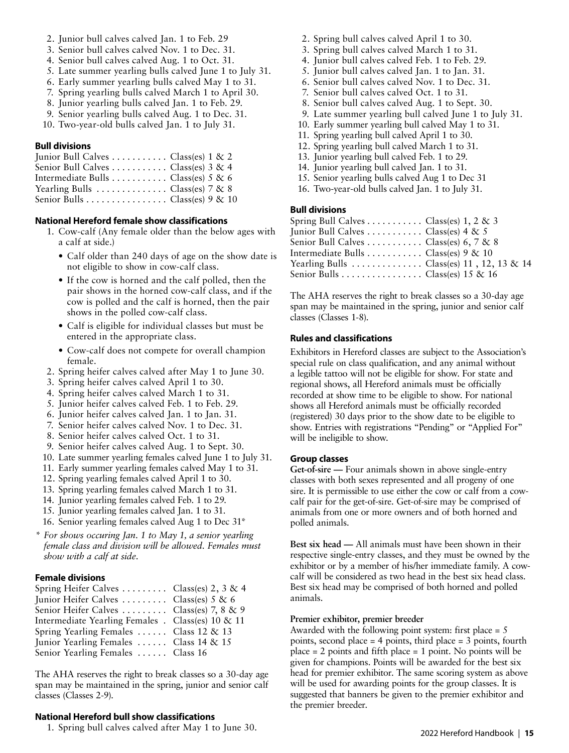2. Junior bull calves calved Jan. 1 to Feb. 29
3. Senior bull calves calved Nov. 1 to Dec. 31.
4. Senior bull calves calved Aug. 1 to Oct. 31.
5. Late summer yearling bulls calved June 1 to July 31.
6. Early summer yearling bulls calved May 1 to 31.
7. Spring yearling bulls calved March 1 to April 30.
8. Junior yearling bulls calved Jan. 1 to Feb. 29.
9. Senior yearling bulls calved Aug. 1 to Dec. 31.
10. Two-year-old bulls calved Jan. 1 to July 31.

### Bull divisions

Junior Bull Calves . . . . . . . . . . . Class(es) 1 & 2
Senior Bull Calves . . . . . . . . . . . Class(es) 3 & 4
Intermediate Bulls . . . . . . . . . . . Class(es) 5 & 6
Yearling Bulls . . . . . . . . . . . . . . Class(es) 7 & 8
Senior Bulls . . . . . . . . . . . . . . . . Class(es) 9 & 10

### National Hereford female show classifications

1. Cow-calf (Any female older than the below ages with a calf at side.)
   - Calf older than 240 days of age on the show date is not eligible to show in cow-calf class.
   - If the cow is horned and the calf polled, then the pair shows in the horned cow-calf class, and if the cow is polled and the calf is horned, then the pair shows in the polled cow-calf class.
   - Calf is eligible for individual classes but must be entered in the appropriate class.
   - Cow-calf does not compete for overall champion female.
2. Spring heifer calves calved after May 1 to June 30.
3. Spring heifer calves calved April 1 to 30.
4. Spring heifer calves calved March 1 to 31.
5. Junior heifer calves calved Feb. 1 to Feb. 29.
6. Junior heifer calves calved Jan. 1 to Jan. 31.
7. Senior heifer calves calved Nov. 1 to Dec. 31.
8. Senior heifer calves calved Oct. 1 to 31.
9. Senior heifer calves calved Aug. 1 to Sept. 30.
10. Late summer yearling females calved June 1 to July 31.
11. Early summer yearling females calved May 1 to 31.
12. Spring yearling females calved April 1 to 30.
13. Spring yearling females calved March 1 to 31.
14. Junior yearling females calved Feb. 1 to 29.
15. Junior yearling females calved Jan. 1 to 31.
16. Senior yearling females calved Aug 1 to Dec 31*

*\* For shows occuring Jan. 1 to May 1, a senior yearling female class and division will be allowed. Females must show with a calf at side.*

### Female divisions

Spring Heifer Calves . . . . . . . . . Class(es) 2, 3 & 4
Junior Heifer Calves . . . . . . . . . Class(es) 5 & 6
Senior Heifer Calves . . . . . . . . . Class(es) 7, 8 & 9
Intermediate Yearling Females . Class(es) 10 & 11
Spring Yearling Females . . . . . . Class 12 & 13
Junior Yearling Females . . . . . . Class 14 & 15
Senior Yearling Females . . . . . . Class 16

The AHA reserves the right to break classes so a 30-day age span may be maintained in the spring, junior and senior calf classes (Classes 2-9).

### National Hereford bull show classifications

1. Spring bull calves calved after May 1 to June 30.
2. Spring bull calves calved April 1 to 30.
3. Spring bull calves calved March 1 to 31.
4. Junior bull calves calved Feb. 1 to Feb. 29.
5. Junior bull calves calved Jan. 1 to Jan. 31.
6. Senior bull calves calved Nov. 1 to Dec. 31.
7. Senior bull calves calved Oct. 1 to 31.
8. Senior bull calves calved Aug. 1 to Sept. 30.
9. Late summer yearling bull calved June 1 to July 31.
10. Early summer yearling bull calved May 1 to 31.
11. Spring yearling bull calved April 1 to 30.
12. Spring yearling bull calved March 1 to 31.
13. Junior yearling bull calved Feb. 1 to 29.
14. Junior yearling bull calved Jan. 1 to 31.
15. Senior yearling bulls calved Aug 1 to Dec 31
16. Two-year-old bulls calved Jan. 1 to July 31.

### Bull divisions

Spring Bull Calves . . . . . . . . . . . Class(es) 1, 2 & 3
Junior Bull Calves . . . . . . . . . . . Class(es) 4 & 5
Senior Bull Calves . . . . . . . . . . . Class(es) 6, 7 & 8
Intermediate Bulls . . . . . . . . . . . Class(es) 9 & 10
Yearling Bulls . . . . . . . . . . . . . . Class(es) 11 , 12, 13 & 14
Senior Bulls . . . . . . . . . . . . . . . . Class(es) 15 & 16

The AHA reserves the right to break classes so a 30-day age span may be maintained in the spring, junior and senior calf classes (Classes 1-8).

### Rules and classifications

Exhibitors in Hereford classes are subject to the Association's special rule on class qualification, and any animal without a legible tattoo will not be eligible for show. For state and regional shows, all Hereford animals must be officially recorded at show time to be eligible to show. For national shows all Hereford animals must be officially recorded (registered) 30 days prior to the show date to be eligible to show. Entries with registrations "Pending" or "Applied For" will be ineligible to show.

### Group classes

**Get-of-sire —** Four animals shown in above single-entry classes with both sexes represented and all progeny of one sire. It is permissible to use either the cow or calf from a cow-calf pair for the get-of-sire. Get-of-sire may be comprised of animals from one or more owners and of both horned and polled animals.

**Best six head —** All animals must have been shown in their respective single-entry classes, and they must be owned by the exhibitor or by a member of his/her immediate family. A cow-calf will be considered as two head in the best six head class. Best six head may be comprised of both horned and polled animals.

**Premier exhibitor, premier breeder**

Awarded with the following point system: first place = 5 points, second place = 4 points, third place = 3 points, fourth place = 2 points and fifth place = 1 point. No points will be given for champions. Points will be awarded for the best six head for premier exhibitor. The same scoring system as above will be used for awarding points for the group classes. It is suggested that banners be given to the premier exhibitor and the premier breeder.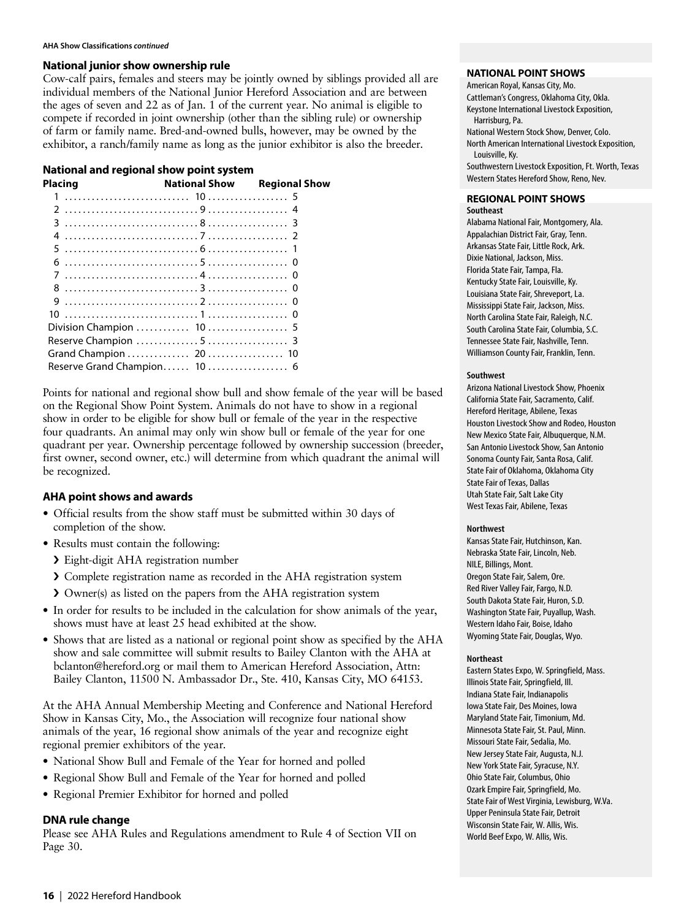AHA Show Classifications *continued*

### National junior show ownership rule

Cow-calf pairs, females and steers may be jointly owned by siblings provided all are individual members of the National Junior Hereford Association and are between the ages of seven and 22 as of Jan. 1 of the current year. No animal is eligible to compete if recorded in joint ownership (other than the sibling rule) or ownership of farm or family name. Bred-and-owned bulls, however, may be owned by the exhibitor, a ranch/family name as long as the junior exhibitor is also the breeder.

### National and regional show point system

| Placing | National Show | Regional Show |
|---|---|---|
| 1 | 10 | 5 |
| 2 | 9 | 4 |
| 3 | 8 | 3 |
| 4 | 7 | 2 |
| 5 | 6 | 1 |
| 6 | 5 | 0 |
| 7 | 4 | 0 |
| 8 | 3 | 0 |
| 9 | 2 | 0 |
| 10 | 1 | 0 |
| Division Champion | 10 | 5 |
| Reserve Champion | 5 | 3 |
| Grand Champion | 20 | 10 |
| Reserve Grand Champion | 10 | 6 |

Points for national and regional show bull and show female of the year will be based on the Regional Show Point System. Animals do not have to show in a regional show in order to be eligible for show bull or female of the year in the respective four quadrants. An animal may only win show bull or female of the year for one quadrant per year. Ownership percentage followed by ownership succession (breeder, first owner, second owner, etc.) will determine from which quadrant the animal will be recognized.

### AHA point shows and awards

- Official results from the show staff must be submitted within 30 days of completion of the show.
- Results must contain the following:
  - Eight-digit AHA registration number
  - Complete registration name as recorded in the AHA registration system
  - Owner(s) as listed on the papers from the AHA registration system
- In order for results to be included in the calculation for show animals of the year, shows must have at least 25 head exhibited at the show.
- Shows that are listed as a national or regional point show as specified by the AHA show and sale committee will submit results to Bailey Clanton with the AHA at bclanton@hereford.org or mail them to American Hereford Association, Attn: Bailey Clanton, 11500 N. Ambassador Dr., Ste. 410, Kansas City, MO 64153.

At the AHA Annual Membership Meeting and Conference and National Hereford Show in Kansas City, Mo., the Association will recognize four national show animals of the year, 16 regional show animals of the year and recognize eight regional premier exhibitors of the year.

- National Show Bull and Female of the Year for horned and polled
- Regional Show Bull and Female of the Year for horned and polled
- Regional Premier Exhibitor for horned and polled

### DNA rule change

Please see AHA Rules and Regulations amendment to Rule 4 of Section VII on Page 30.

### NATIONAL POINT SHOWS

American Royal, Kansas City, Mo.
Cattleman's Congress, Oklahoma City, Okla.
Keystone International Livestock Exposition, Harrisburg, Pa.
National Western Stock Show, Denver, Colo.
North American International Livestock Exposition, Louisville, Ky.
Southwestern Livestock Exposition, Ft. Worth, Texas
Western States Hereford Show, Reno, Nev.

### REGIONAL POINT SHOWS

**Southeast**

Alabama National Fair, Montgomery, Ala.
Appalachian District Fair, Gray, Tenn.
Arkansas State Fair, Little Rock, Ark.
Dixie National, Jackson, Miss.
Florida State Fair, Tampa, Fla.
Kentucky State Fair, Louisville, Ky.
Louisiana State Fair, Shreveport, La.
Mississippi State Fair, Jackson, Miss.
North Carolina State Fair, Raleigh, N.C.
South Carolina State Fair, Columbia, S.C.
Tennessee State Fair, Nashville, Tenn.
Williamson County Fair, Franklin, Tenn.

**Southwest**

Arizona National Livestock Show, Phoenix
California State Fair, Sacramento, Calif.
Hereford Heritage, Abilene, Texas
Houston Livestock Show and Rodeo, Houston
New Mexico State Fair, Albuquerque, N.M.
San Antonio Livestock Show, San Antonio
Sonoma County Fair, Santa Rosa, Calif.
State Fair of Oklahoma, Oklahoma City
State Fair of Texas, Dallas
Utah State Fair, Salt Lake City
West Texas Fair, Abilene, Texas

**Northwest**

Kansas State Fair, Hutchinson, Kan.
Nebraska State Fair, Lincoln, Neb.
NILE, Billings, Mont.
Oregon State Fair, Salem, Ore.
Red River Valley Fair, Fargo, N.D.
South Dakota State Fair, Huron, S.D.
Washington State Fair, Puyallup, Wash.
Western Idaho Fair, Boise, Idaho
Wyoming State Fair, Douglas, Wyo.

**Northeast**

Eastern States Expo, W. Springfield, Mass.
Illinois State Fair, Springfield, Ill.
Indiana State Fair, Indianapolis
Iowa State Fair, Des Moines, Iowa
Maryland State Fair, Timonium, Md.
Minnesota State Fair, St. Paul, Minn.
Missouri State Fair, Sedalia, Mo.
New Jersey State Fair, Augusta, N.J.
New York State Fair, Syracuse, N.Y.
Ohio State Fair, Columbus, Ohio
Ozark Empire Fair, Springfield, Mo.
State Fair of West Virginia, Lewisburg, W.Va.
Upper Peninsula State Fair, Detroit
Wisconsin State Fair, W. Allis, Wis.
World Beef Expo, W. Allis, Wis.